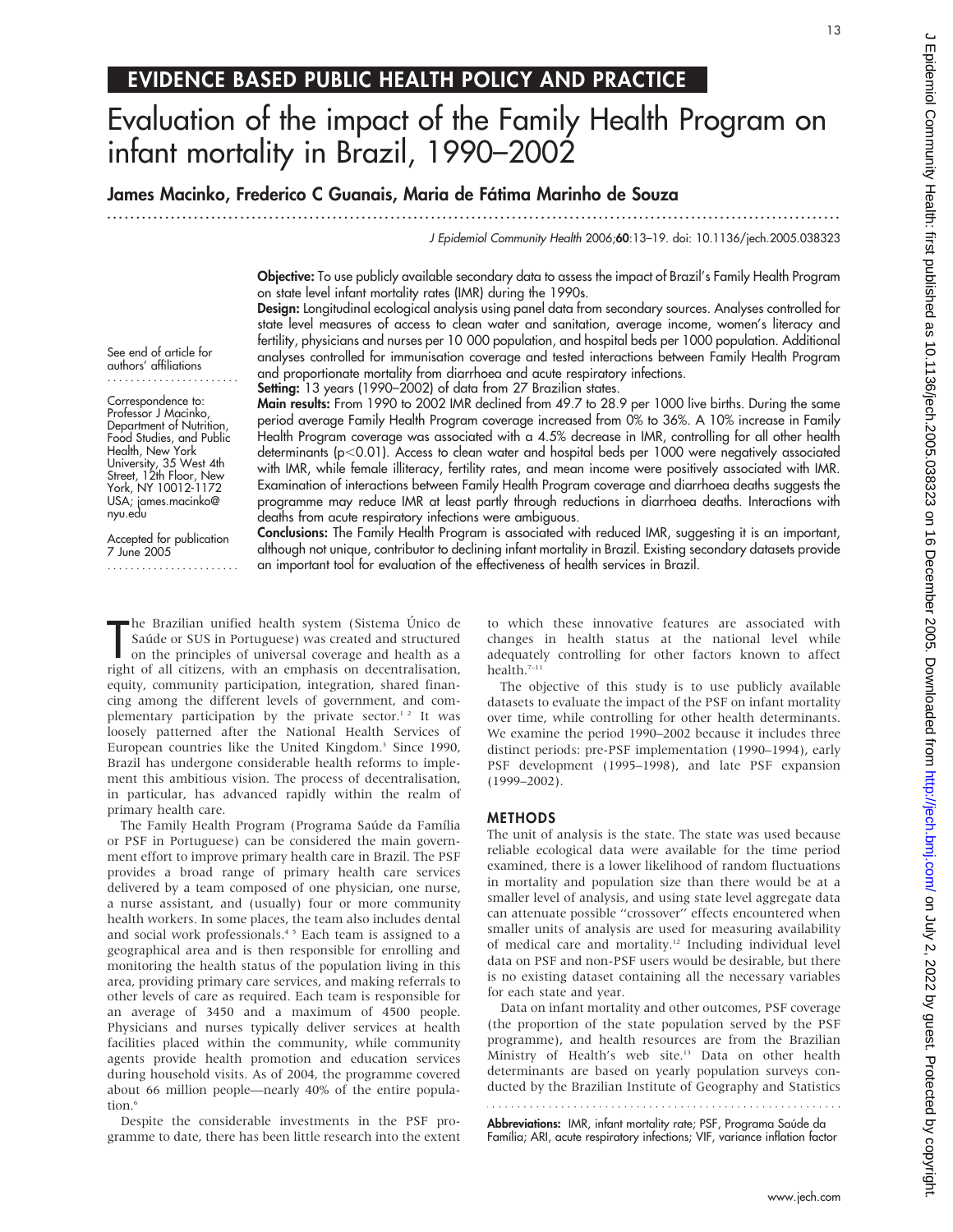# EVIDENCE BASED PUBLIC HEALTH POLICY AND PRACTICE

# Evaluation of the impact of the Family Health Program on infant mortality in Brazil, 1990–2002

**James Macinko, Frederico C Guanais, Maria de Fátima Marinho de Souza**

*J Epidemiol Community Health* 2006;**60**:13–19. doi: 10.1136/jech.2005.038323

See end of article for authors' affiliations

Correspondence to: Professor J Macinko, Department of Nutrition, Food Studies, and Public Health, New York University, 35 West 4th Street, 12th Floor, New York, NY 10012-1172 USA; james.macinko@nyu.edu

Accepted for publication 7 June 2005

**Objective:** To use publicly available secondary data to assess the impact of Brazil's Family Health Program on state level infant mortality rates (IMR) during the 1990s.

**Design:** Longitudinal ecological analysis using panel data from secondary sources. Analyses controlled for state level measures of access to clean water and sanitation, average income, women's literacy and fertility, physicians and nurses per 10 000 population, and hospital beds per 1000 population. Additional analyses controlled for immunisation coverage and tested interactions between Family Health Program and proportionate mortality from diarrhoea and acute respiratory infections.

**Setting:** 13 years (1990–2002) of data from 27 Brazilian states.

**Main results:** From 1990 to 2002 IMR declined from 49.7 to 28.9 per 1000 live births. During the same period average Family Health Program coverage increased from 0% to 36%. A 10% increase in Family Health Program coverage was associated with a 4.5% decrease in IMR, controlling for all other health determinants ($p<0.01$). Access to clean water and hospital beds per 1000 were negatively associated with IMR, while female illiteracy, fertility rates, and mean income were positively associated with IMR. Examination of interactions between Family Health Program coverage and diarrhoea deaths suggests the programme may reduce IMR at least partly through reductions in diarrhoea deaths. Interactions with deaths from acute respiratory infections were ambiguous.

**Conclusions:** The Family Health Program is associated with reduced IMR, suggesting it is an important, although not unique, contributor to declining infant mortality in Brazil. Existing secondary datasets provide an important tool for evaluation of the effectiveness of health services in Brazil.

The Brazilian unified health system (Sistema Único de Saúde or SUS in Portuguese) was created and structured on the principles of universal coverage and health as a right of all citizens, with an emphasis on decentralisation, equity, community participation, integration, shared financing among the different levels of government, and complementary participation by the private sector.[1,2] It was loosely patterned after the National Health Services of European countries like the United Kingdom.[3] Since 1990, Brazil has undergone considerable health reforms to implement this ambitious vision. The process of decentralisation, in particular, has advanced rapidly within the realm of primary health care.

The Family Health Program (Programa Saúde da Família or PSF in Portuguese) can be considered the main government effort to improve primary health care in Brazil. The PSF provides a broad range of primary health care services delivered by a team composed of one physician, one nurse, a nurse assistant, and (usually) four or more community health workers. In some places, the team also includes dental and social work professionals.[4,5] Each team is assigned to a geographical area and is then responsible for enrolling and monitoring the health status of the population living in this area, providing primary care services, and making referrals to other levels of care as required. Each team is responsible for an average of 3450 and a maximum of 4500 people. Physicians and nurses typically deliver services at health facilities placed within the community, while community agents provide health promotion and education services during household visits. As of 2004, the programme covered about 66 million people—nearly 40% of the entire population.[6]

Despite the considerable investments in the PSF programme to date, there has been little research into the extent to which these innovative features are associated with changes in health status at the national level while adequately controlling for other factors known to affect health.[7–11]

The objective of this study is to use publicly available datasets to evaluate the impact of the PSF on infant mortality over time, while controlling for other health determinants. We examine the period 1990–2002 because it includes three distinct periods: pre-PSF implementation (1990–1994), early PSF development (1995–1998), and late PSF expansion (1999–2002).

## METHODS

The unit of analysis is the state. The state was used because reliable ecological data were available for the time period examined, there is a lower likelihood of random fluctuations in mortality and population size than there would be at a smaller level of analysis, and using state level aggregate data can attenuate possible "crossover" effects encountered when smaller units of analysis are used for measuring availability of medical care and mortality.[12] Including individual level data on PSF and non-PSF users would be desirable, but there is no existing dataset containing all the necessary variables for each state and year.

Data on infant mortality and other outcomes, PSF coverage (the proportion of the state population served by the PSF programme), and health resources are from the Brazilian Ministry of Health's web site.[13] Data on other health determinants are based on yearly population surveys conducted by the Brazilian Institute of Geography and Statistics

**Abbreviations:** IMR, infant mortality rate; PSF, Programa Saúde da Família; ARI, acute respiratory infections; VIF, variance inflation factor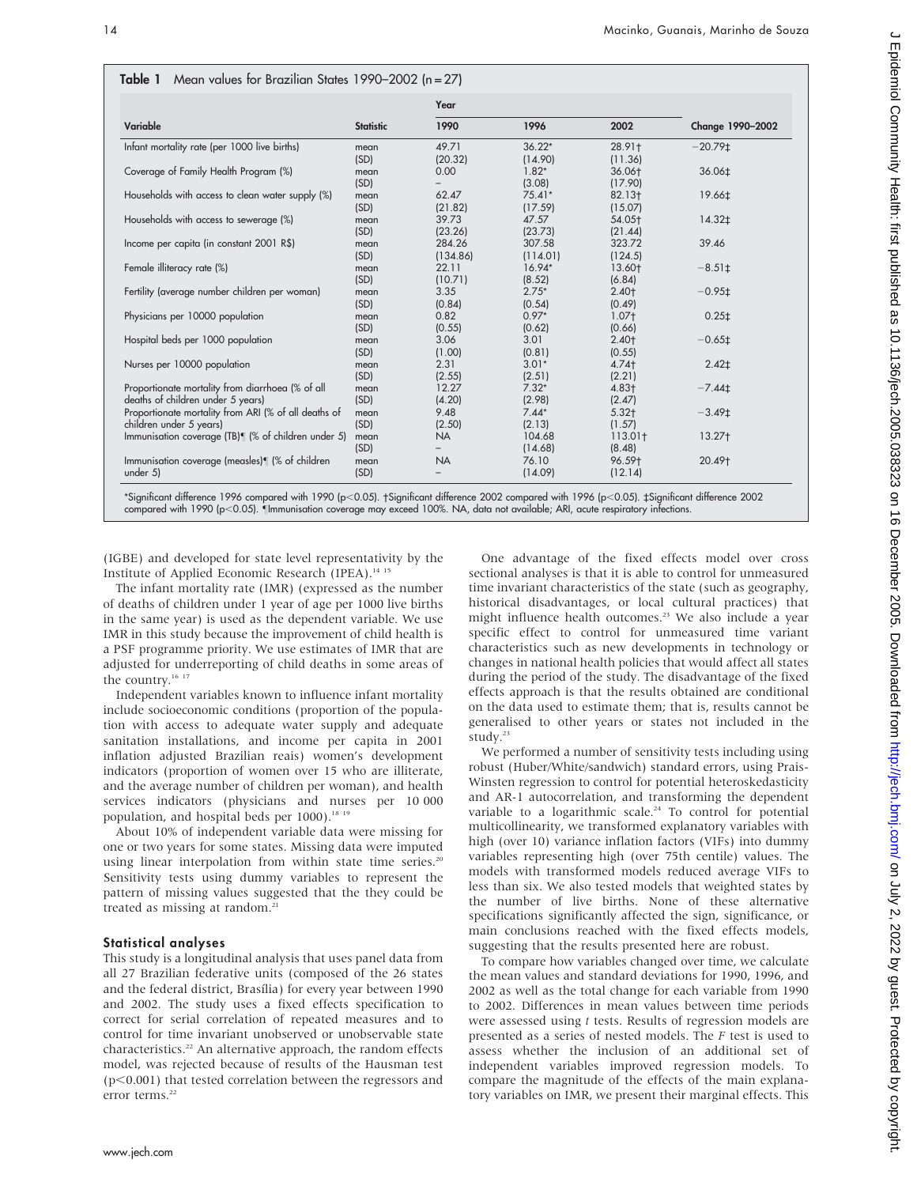**Table 1** Mean values for Brazilian States 1990–2002 (n = 27)

| Variable | Statistic | 1990 | 1996 | 2002 | Change 1990–2002 |
|---|---|---|---|---|---|
| Infant mortality rate (per 1000 live births) | mean | 49.71 | 36.22* | 28.91† | −20.79‡ |
| | (SD) | (20.32) | (14.90) | (11.36) | |
| Coverage of Family Health Program (%) | mean | 0.00 | 1.82* | 36.06† | 36.06‡ |
| | (SD) | – | (3.08) | (17.90) | |
| Households with access to clean water supply (%) | mean | 62.47 | 75.41* | 82.13† | 19.66‡ |
| | (SD) | (21.82) | (17.59) | (15.07) | |
| Households with access to sewerage (%) | mean | 39.73 | 47.57 | 54.05† | 14.32‡ |
| | (SD) | (23.26) | (23.73) | (21.44) | |
| Income per capita (in constant 2001 R$) | mean | 284.26 | 307.58 | 323.72 | 39.46 |
| | (SD) | (134.86) | (114.01) | (124.5) | |
| Female illiteracy rate (%) | mean | 22.11 | 16.94* | 13.60† | −8.51‡ |
| | (SD) | (10.71) | (8.52) | (6.84) | |
| Fertility (average number children per woman) | mean | 3.35 | 2.75* | 2.40† | −0.95‡ |
| | (SD) | (0.84) | (0.54) | (0.49) | |
| Physicians per 10000 population | mean | 0.82 | 0.97* | 1.07† | 0.25‡ |
| | (SD) | (0.55) | (0.62) | (0.66) | |
| Hospital beds per 1000 population | mean | 3.06 | 3.01 | 2.40† | −0.65‡ |
| | (SD) | (1.00) | (0.81) | (0.55) | |
| Nurses per 10000 population | mean | 2.31 | 3.01* | 4.74† | 2.42‡ |
| | (SD) | (2.55) | (2.51) | (2.21) | |
| Proportionate mortality from diarrhoea (% of all deaths of children under 5 years) | mean | 12.27 | 7.32* | 4.83† | −7.44‡ |
| | (SD) | (4.20) | (2.98) | (2.47) | |
| Proportionate mortality from ARI (% of all deaths of children under 5 years) | mean | 9.48 | 7.44* | 5.32† | −3.49‡ |
| | (SD) | (2.50) | (2.13) | (1.57) | |
| Immunisation coverage (TB)¶ (% of children under 5) | mean | NA | 104.68 | 113.01† | 13.27† |
| | (SD) | – | (14.68) | (8.48) | |
| Immunisation coverage (measles)¶ (% of children under 5) | mean | NA | 76.10 | 96.59† | 20.49† |
| | (SD) | – | (14.09) | (12.14) | |

*Significant difference 1996 compared with 1990 ($p<0.05$). †Significant difference 2002 compared with 1996 ($p<0.05$). ‡Significant difference 2002 compared with 1990 ($p<0.05$). ¶Immunisation coverage may exceed 100%. NA, data not available; ARI, acute respiratory infections.

(IGBE) and developed for state level representativity by the Institute of Applied Economic Research (IPEA).[14 15]

The infant mortality rate (IMR) (expressed as the number of deaths of children under 1 year of age per 1000 live births in the same year) is used as the dependent variable. We use IMR in this study because the improvement of child health is a PSF programme priority. We use estimates of IMR that are adjusted for underreporting of child deaths in some areas of the country.[16 17]

Independent variables known to influence infant mortality include socioeconomic conditions (proportion of the population with access to adequate water supply and adequate sanitation installations, and income per capita in 2001 inflation adjusted Brazilian reais) women's development indicators (proportion of women over 15 who are illiterate, and the average number of children per woman), and health services indicators (physicians and nurses per 10 000 population, and hospital beds per 1000).[18 19]

About 10% of independent variable data were missing for one or two years for some states. Missing data were imputed using linear interpolation from within state time series.[20] Sensitivity tests using dummy variables to represent the pattern of missing values suggested that the they could be treated as missing at random.[21]

### Statistical analyses

This study is a longitudinal analysis that uses panel data from all 27 Brazilian federative units (composed of the 26 states and the federal district, Brasília) for every year between 1990 and 2002. The study uses a fixed effects specification to correct for serial correlation of repeated measures and to control for time invariant unobserved or unobservable state characteristics.[22] An alternative approach, the random effects model, was rejected because of results of the Hausman test ($p<0.001$) that tested correlation between the regressors and error terms.[22]

One advantage of the fixed effects model over cross sectional analyses is that it is able to control for unmeasured time invariant characteristics of the state (such as geography, historical disadvantages, or local cultural practices) that might influence health outcomes.[23] We also include a year specific effect to control for unmeasured time variant characteristics such as new developments in technology or changes in national health policies that would affect all states during the period of the study. The disadvantage of the fixed effects approach is that the results obtained are conditional on the data used to estimate them; that is, results cannot be generalised to other years or states not included in the study.[23]

We performed a number of sensitivity tests including using robust (Huber/White/sandwich) standard errors, using Prais-Winsten regression to control for potential heteroskedasticity and AR-1 autocorrelation, and transforming the dependent variable to a logarithmic scale.[24] To control for potential multicollinearity, we transformed explanatory variables with high (over 10) variance inflation factors (VIFs) into dummy variables representing high (over 75th centile) values. The models with transformed models reduced average VIFs to less than six. We also tested models that weighted states by the number of live births. None of these alternative specifications significantly affected the sign, significance, or main conclusions reached with the fixed effects models, suggesting that the results presented here are robust.

To compare how variables changed over time, we calculate the mean values and standard deviations for 1990, 1996, and 2002 as well as the total change for each variable from 1990 to 2002. Differences in mean values between time periods were assessed using *t* tests. Results of regression models are presented as a series of nested models. The *F* test is used to assess whether the inclusion of an additional set of independent variables improved regression models. To compare the magnitude of the effects of the main explanatory variables on IMR, we present their marginal effects. This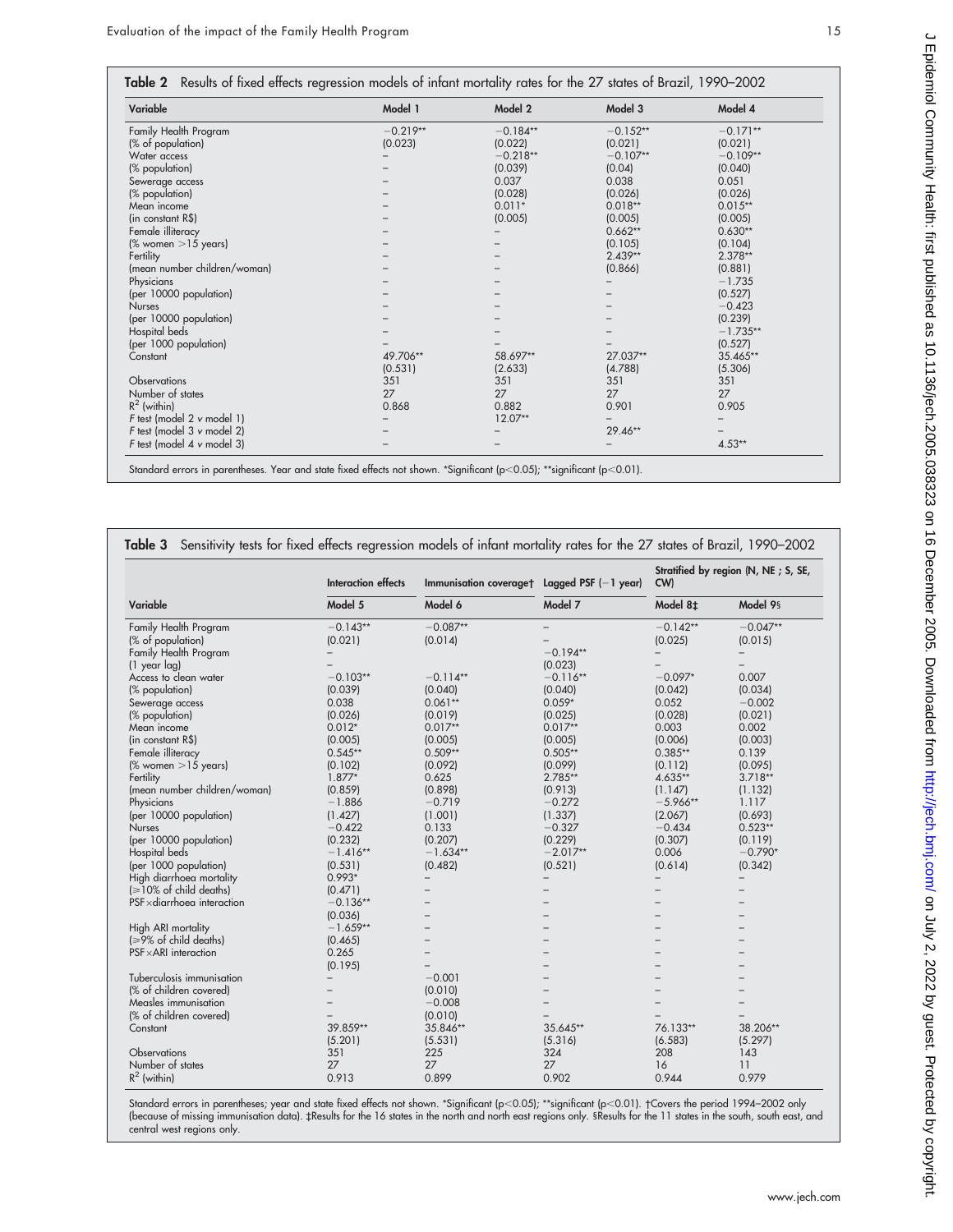**Table 2** Results of fixed effects regression models of infant mortality rates for the 27 states of Brazil, 1990–2002

| Variable | Model 1 | Model 2 | Model 3 | Model 4 |
|---|---|---|---|---|
| Family Health Program | −0.219** | −0.184** | −0.152** | −0.171** |
| (% of population) | (0.023) | (0.022) | (0.021) | (0.021) |
| Water access | – | −0.218** | −0.107** | −0.109** |
| (% population) | – | (0.039) | (0.04) | (0.040) |
| Sewerage access | – | 0.037 | 0.038 | 0.051 |
| (% population) | – | (0.028) | (0.026) | (0.026) |
| Mean income | – | 0.011* | 0.018** | 0.015** |
| (in constant R$) | – | (0.005) | (0.005) | (0.005) |
| Female illiteracy | – | – | 0.662** | 0.630** |
| (% women >15 years) | – | – | (0.105) | (0.104) |
| Fertility | – | – | 2.439** | 2.378** |
| (mean number children/woman) | – | – | (0.866) | (0.881) |
| Physicians | – | – | – | −1.735 |
| (per 10000 population) | – | – | – | (0.527) |
| Nurses | – | – | – | −0.423 |
| (per 10000 population) | – | – | – | (0.239) |
| Hospital beds | – | – | – | −1.735** |
| (per 1000 population) | – | – | – | (0.527) |
| Constant | 49.706** | 58.697** | 27.037** | 35.465** |
| | (0.531) | (2.633) | (4.788) | (5.306) |
| Observations | 351 | 351 | 351 | 351 |
| Number of states | 27 | 27 | 27 | 27 |
| $R^2$ (within) | 0.868 | 0.882 | 0.901 | 0.905 |
| *F* test (model 2 *v* model 1) | – | 12.07** | – | – |
| *F* test (model 3 *v* model 2) | – | – | 29.46** | – |
| *F* test (model 4 *v* model 3) | – | – | – | 4.53** |

Standard errors in parentheses. Year and state fixed effects not shown. *Significant ($p<0.05$); **significant ($p<0.01$).

**Table 3** Sensitivity tests for fixed effects regression models of infant mortality rates for the 27 states of Brazil, 1990–2002

| | Interaction effects | Immunisation coverage† | Lagged PSF (−1 year) | Stratified by region (N, NE ; S, SE, CW) | |
|---|---|---|---|---|---|
| Variable | Model 5 | Model 6 | Model 7 | Model 8‡ | Model 9§ |
| Family Health Program | −0.143** | −0.087** | – | −0.142** | −0.047** |
| (% of population) | (0.021) | (0.014) | – | (0.025) | (0.015) |
| Family Health Program | – | | −0.194** | – | – |
| (1 year lag) | – | | (0.023) | – | – |
| Access to clean water | −0.103** | −0.114** | −0.116** | −0.097* | 0.007 |
| (% population) | (0.039) | (0.040) | (0.040) | (0.042) | (0.034) |
| Sewerage access | 0.038 | 0.061** | 0.059* | 0.052 | −0.002 |
| (% population) | (0.026) | (0.019) | (0.025) | (0.028) | (0.021) |
| Mean income | 0.012* | 0.017** | 0.017** | 0.003 | 0.002 |
| (in constant R$) | (0.005) | (0.005) | (0.005) | (0.006) | (0.003) |
| Female illiteracy | 0.545** | 0.509** | 0.505** | 0.385** | 0.139 |
| (% women >15 years) | (0.102) | (0.092) | (0.099) | (0.112) | (0.095) |
| Fertility | 1.877* | 0.625 | 2.785** | 4.635** | 3.718** |
| (mean number children/woman) | (0.859) | (0.898) | (0.913) | (1.147) | (1.132) |
| Physicians | −1.886 | −0.719 | −0.272 | −5.966** | 1.117 |
| (per 10000 population) | (1.427) | (1.001) | (1.337) | (2.067) | (0.693) |
| Nurses | −0.422 | 0.133 | −0.327 | −0.434 | 0.523** |
| (per 10000 population) | (0.232) | (0.207) | (0.229) | (0.307) | (0.119) |
| Hospital beds | −1.416** | −1.634** | −2.017** | 0.006 | −0.790* |
| (per 1000 population) | (0.531) | (0.482) | (0.521) | (0.614) | (0.342) |
| High diarrhoea mortality | 0.993* | – | – | – | – |
| (≥10% of child deaths) | (0.471) | – | – | – | – |
| PSF×diarrhoea interaction | −0.136** | – | – | – | – |
| | (0.036) | – | – | – | – |
| High ARI mortality | −1.659** | – | – | – | – |
| (≥9% of child deaths) | (0.465) | – | – | – | – |
| PSF×ARI interaction | 0.265 | – | – | – | – |
| | (0.195) | – | – | – | – |
| Tuberculosis immunisation | – | −0.001 | – | – | – |
| (% of children covered) | – | (0.010) | – | – | – |
| Measles immunisation | – | −0.008 | – | – | – |
| (% of children covered) | – | (0.010) | – | – | – |
| Constant | 39.859** | 35.846** | 35.645** | 76.133** | 38.206** |
| | (5.201) | (5.531) | (5.316) | (6.583) | (5.297) |
| Observations | 351 | 225 | 324 | 208 | 143 |
| Number of states | 27 | 27 | 27 | 16 | 11 |
| $R^2$ (within) | 0.913 | 0.899 | 0.902 | 0.944 | 0.979 |

Standard errors in parentheses; year and state fixed effects not shown. *Significant ($p<0.05$); **significant ($p<0.01$). †Covers the period 1994–2002 only (because of missing immunisation data). ‡Results for the 16 states in the north and north east regions only. §Results for the 11 states in the south, south east, and central west regions only.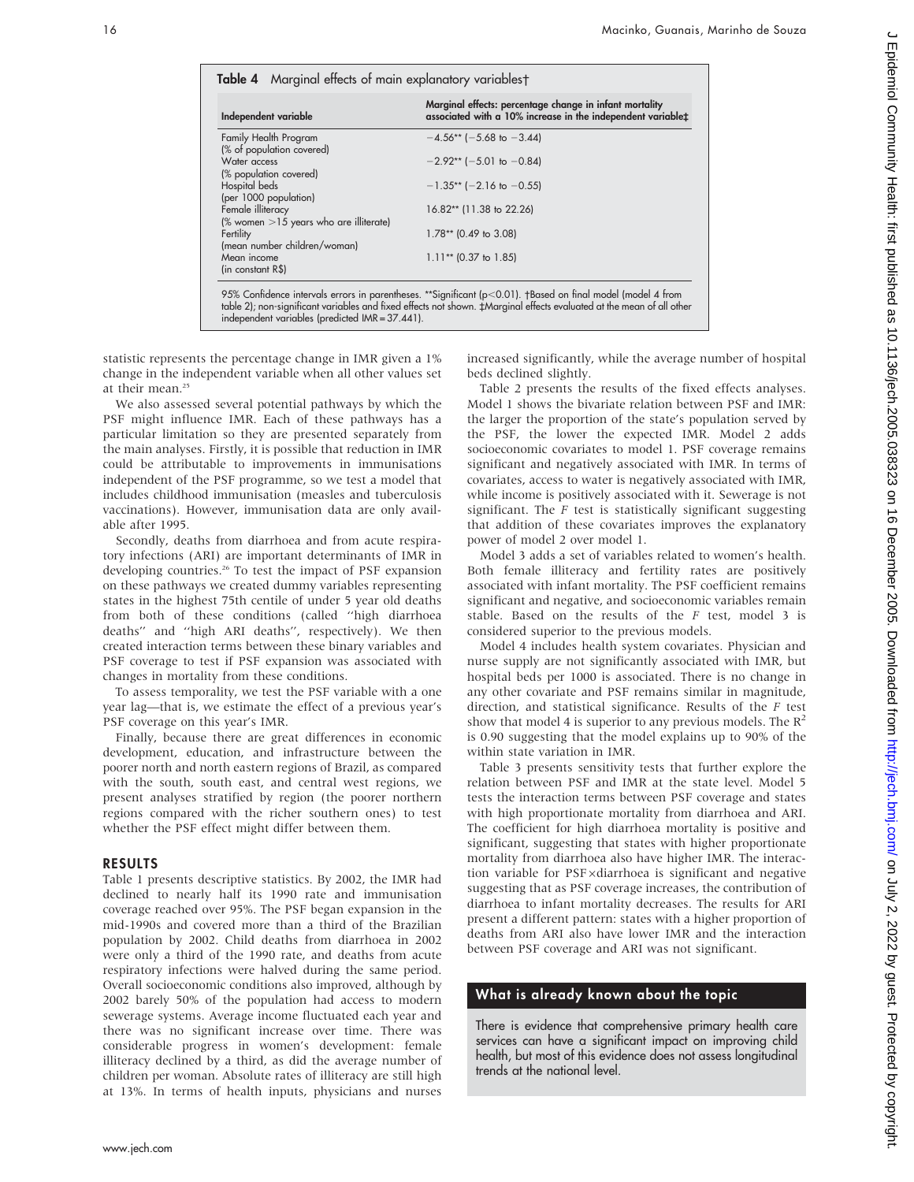**Table 4** Marginal effects of main explanatory variables†

| Independent variable | Marginal effects: percentage change in infant mortality associated with a 10% increase in the independent variable‡ |
|---|---|
| Family Health Program (% of population covered) | −4.56** (−5.68 to −3.44) |
| Water access (% population covered) | −2.92** (−5.01 to −0.84) |
| Hospital beds (per 1000 population) | −1.35** (−2.16 to −0.55) |
| Female illiteracy (% women >15 years who are illiterate) | 16.82** (11.38 to 22.26) |
| Fertility (mean number children/woman) | 1.78** (0.49 to 3.08) |
| Mean income (in constant R$) | 1.11** (0.37 to 1.85) |

95% Confidence intervals errors in parentheses. **Significant ($p<0.01$). †Based on final model (model 4 from table 2); non-significant variables and fixed effects not shown. ‡Marginal effects evaluated at the mean of all other independent variables (predicted IMR = 37.441).

statistic represents the percentage change in IMR given a 1% change in the independent variable when all other values set at their mean.[25]

We also assessed several potential pathways by which the PSF might influence IMR. Each of these pathways has a particular limitation so they are presented separately from the main analyses. Firstly, it is possible that reduction in IMR could be attributable to improvements in immunisations independent of the PSF programme, so we test a model that includes childhood immunisation (measles and tuberculosis vaccinations). However, immunisation data are only available after 1995.

Secondly, deaths from diarrhoea and from acute respiratory infections (ARI) are important determinants of IMR in developing countries.[26] To test the impact of PSF expansion on these pathways we created dummy variables representing states in the highest 75th centile of under 5 year old deaths from both of these conditions (called ''high diarrhoea deaths'' and ''high ARI deaths'', respectively). We then created interaction terms between these binary variables and PSF coverage to test if PSF expansion was associated with changes in mortality from these conditions.

To assess temporality, we test the PSF variable with a one year lag—that is, we estimate the effect of a previous year's PSF coverage on this year's IMR.

Finally, because there are great differences in economic development, education, and infrastructure between the poorer north and north eastern regions of Brazil, as compared with the south, south east, and central west regions, we present analyses stratified by region (the poorer northern regions compared with the richer southern ones) to test whether the PSF effect might differ between them.

## RESULTS

Table 1 presents descriptive statistics. By 2002, the IMR had declined to nearly half its 1990 rate and immunisation coverage reached over 95%. The PSF began expansion in the mid-1990s and covered more than a third of the Brazilian population by 2002. Child deaths from diarrhoea in 2002 were only a third of the 1990 rate, and deaths from acute respiratory infections were halved during the same period. Overall socioeconomic conditions also improved, although by 2002 barely 50% of the population had access to modern sewerage systems. Average income fluctuated each year and there was no significant increase over time. There was considerable progress in women's development: female illiteracy declined by a third, as did the average number of children per woman. Absolute rates of illiteracy are still high at 13%. In terms of health inputs, physicians and nurses increased significantly, while the average number of hospital beds declined slightly.

Table 2 presents the results of the fixed effects analyses. Model 1 shows the bivariate relation between PSF and IMR: the larger the proportion of the state's population served by the PSF, the lower the expected IMR. Model 2 adds socioeconomic covariates to model 1. PSF coverage remains significant and negatively associated with IMR. In terms of covariates, access to water is negatively associated with IMR, while income is positively associated with it. Sewerage is not significant. The *F* test is statistically significant suggesting that addition of these covariates improves the explanatory power of model 2 over model 1.

Model 3 adds a set of variables related to women's health. Both female illiteracy and fertility rates are positively associated with infant mortality. The PSF coefficient remains significant and negative, and socioeconomic variables remain stable. Based on the results of the *F* test, model 3 is considered superior to the previous models.

Model 4 includes health system covariates. Physician and nurse supply are not significantly associated with IMR, but hospital beds per 1000 is associated. There is no change in any other covariate and PSF remains similar in magnitude, direction, and statistical significance. Results of the *F* test show that model 4 is superior to any previous models. The $R^2$ is 0.90 suggesting that the model explains up to 90% of the within state variation in IMR.

Table 3 presents sensitivity tests that further explore the relation between PSF and IMR at the state level. Model 5 tests the interaction terms between PSF coverage and states with high proportionate mortality from diarrhoea and ARI. The coefficient for high diarrhoea mortality is positive and significant, suggesting that states with higher proportionate mortality from diarrhoea also have higher IMR. The interaction variable for PSF×diarrhoea is significant and negative suggesting that as PSF coverage increases, the contribution of diarrhoea to infant mortality decreases. The results for ARI present a different pattern: states with a higher proportion of deaths from ARI also have lower IMR and the interaction between PSF coverage and ARI was not significant.

### What is already known about the topic

There is evidence that comprehensive primary health care services can have a significant impact on improving child health, but most of this evidence does not assess longitudinal trends at the national level.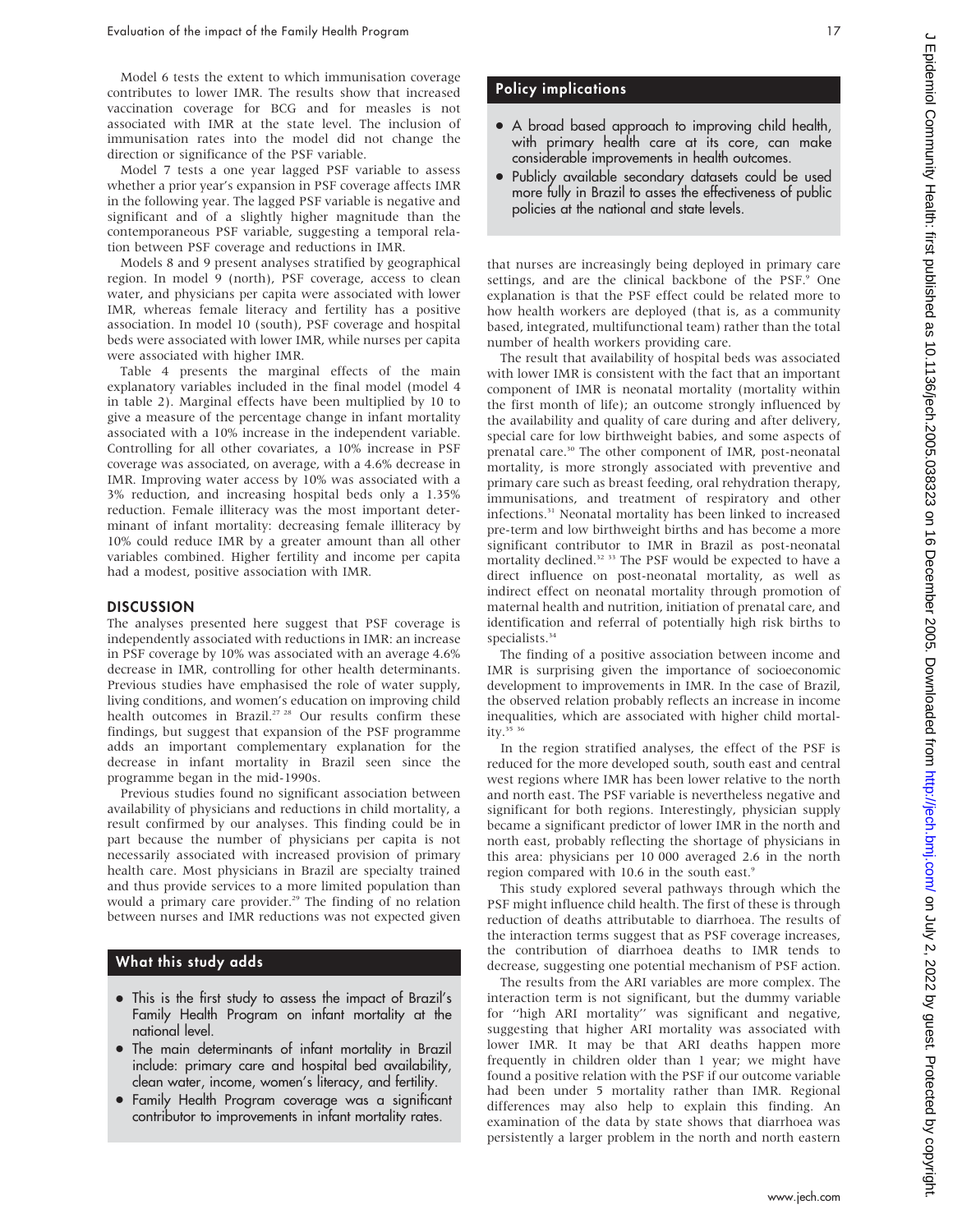Model 6 tests the extent to which immunisation coverage contributes to lower IMR. The results show that increased vaccination coverage for BCG and for measles is not associated with IMR at the state level. The inclusion of immunisation rates into the model did not change the direction or significance of the PSF variable.

Model 7 tests a one year lagged PSF variable to assess whether a prior year's expansion in PSF coverage affects IMR in the following year. The lagged PSF variable is negative and significant and of a slightly higher magnitude than the contemporaneous PSF variable, suggesting a temporal relation between PSF coverage and reductions in IMR.

Models 8 and 9 present analyses stratified by geographical region. In model 9 (north), PSF coverage, access to clean water, and physicians per capita were associated with lower IMR, whereas female literacy and fertility has a positive association. In model 10 (south), PSF coverage and hospital beds were associated with lower IMR, while nurses per capita were associated with higher IMR.

Table 4 presents the marginal effects of the main explanatory variables included in the final model (model 4 in table 2). Marginal effects have been multiplied by 10 to give a measure of the percentage change in infant mortality associated with a 10% increase in the independent variable. Controlling for all other covariates, a 10% increase in PSF coverage was associated, on average, with a 4.6% decrease in IMR. Improving water access by 10% was associated with a 3% reduction, and increasing hospital beds only a 1.35% reduction. Female illiteracy was the most important determinant of infant mortality: decreasing female illiteracy by 10% could reduce IMR by a greater amount than all other variables combined. Higher fertility and income per capita had a modest, positive association with IMR.

## DISCUSSION

The analyses presented here suggest that PSF coverage is independently associated with reductions in IMR: an increase in PSF coverage by 10% was associated with an average 4.6% decrease in IMR, controlling for other health determinants. Previous studies have emphasised the role of water supply, living conditions, and women's education on improving child health outcomes in Brazil.[27 28] Our results confirm these findings, but suggest that expansion of the PSF programme adds an important complementary explanation for the decrease in infant mortality in Brazil seen since the programme began in the mid-1990s.

Previous studies found no significant association between availability of physicians and reductions in child mortality, a result confirmed by our analyses. This finding could be in part because the number of physicians per capita is not necessarily associated with increased provision of primary health care. Most physicians in Brazil are specialty trained and thus provide services to a more limited population than would a primary care provider.[29] The finding of no relation between nurses and IMR reductions was not expected given that nurses are increasingly being deployed in primary care settings, and are the clinical backbone of the PSF.[9] One explanation is that the PSF effect could be related more to how health workers are deployed (that is, as a community based, integrated, multifunctional team) rather than the total number of health workers providing care.

The result that availability of hospital beds was associated with lower IMR is consistent with the fact that an important component of IMR is neonatal mortality (mortality within the first month of life); an outcome strongly influenced by the availability and quality of care during and after delivery, special care for low birthweight babies, and some aspects of prenatal care.[30] The other component of IMR, post-neonatal mortality, is more strongly associated with preventive and primary care such as breast feeding, oral rehydration therapy, immunisations, and treatment of respiratory and other infections.[31] Neonatal mortality has been linked to increased pre-term and low birthweight births and has become a more significant contributor to IMR in Brazil as post-neonatal mortality declined.[32 33] The PSF would be expected to have a direct influence on post-neonatal mortality, as well as indirect effect on neonatal mortality through promotion of maternal health and nutrition, initiation of prenatal care, and identification and referral of potentially high risk births to specialists.[34]

The finding of a positive association between income and IMR is surprising given the importance of socioeconomic development to improvements in IMR. In the case of Brazil, the observed relation probably reflects an increase in income inequalities, which are associated with higher child mortality.[35 36]

In the region stratified analyses, the effect of the PSF is reduced for the more developed south, south east and central west regions where IMR has been lower relative to the north and north east. The PSF variable is nevertheless negative and significant for both regions. Interestingly, physician supply became a significant predictor of lower IMR in the north and north east, probably reflecting the shortage of physicians in this area: physicians per 10 000 averaged 2.6 in the north region compared with 10.6 in the south east.[9]

This study explored several pathways through which the PSF might influence child health. The first of these is through reduction of deaths attributable to diarrhoea. The results of the interaction terms suggest that as PSF coverage increases, the contribution of diarrhoea deaths to IMR tends to decrease, suggesting one potential mechanism of PSF action.

The results from the ARI variables are more complex. The interaction term is not significant, but the dummy variable for "high ARI mortality" was significant and negative, suggesting that higher ARI mortality was associated with lower IMR. It may be that ARI deaths happen more frequently in children older than 1 year; we might have found a positive relation with the PSF if our outcome variable had been under 5 mortality rather than IMR. Regional differences may also help to explain this finding. An examination of the data by state shows that diarrhoea was persistently a larger problem in the north and north eastern

### What this study adds

- This is the first study to assess the impact of Brazil's Family Health Program on infant mortality at the national level.
- The main determinants of infant mortality in Brazil include: primary care and hospital bed availability, clean water, income, women's literacy, and fertility.
- Family Health Program coverage was a significant contributor to improvements in infant mortality rates.

### Policy implications

- A broad based approach to improving child health, with primary health care at its core, can make considerable improvements in health outcomes.
- Publicly available secondary datasets could be used more fully in Brazil to asses the effectiveness of public policies at the national and state levels.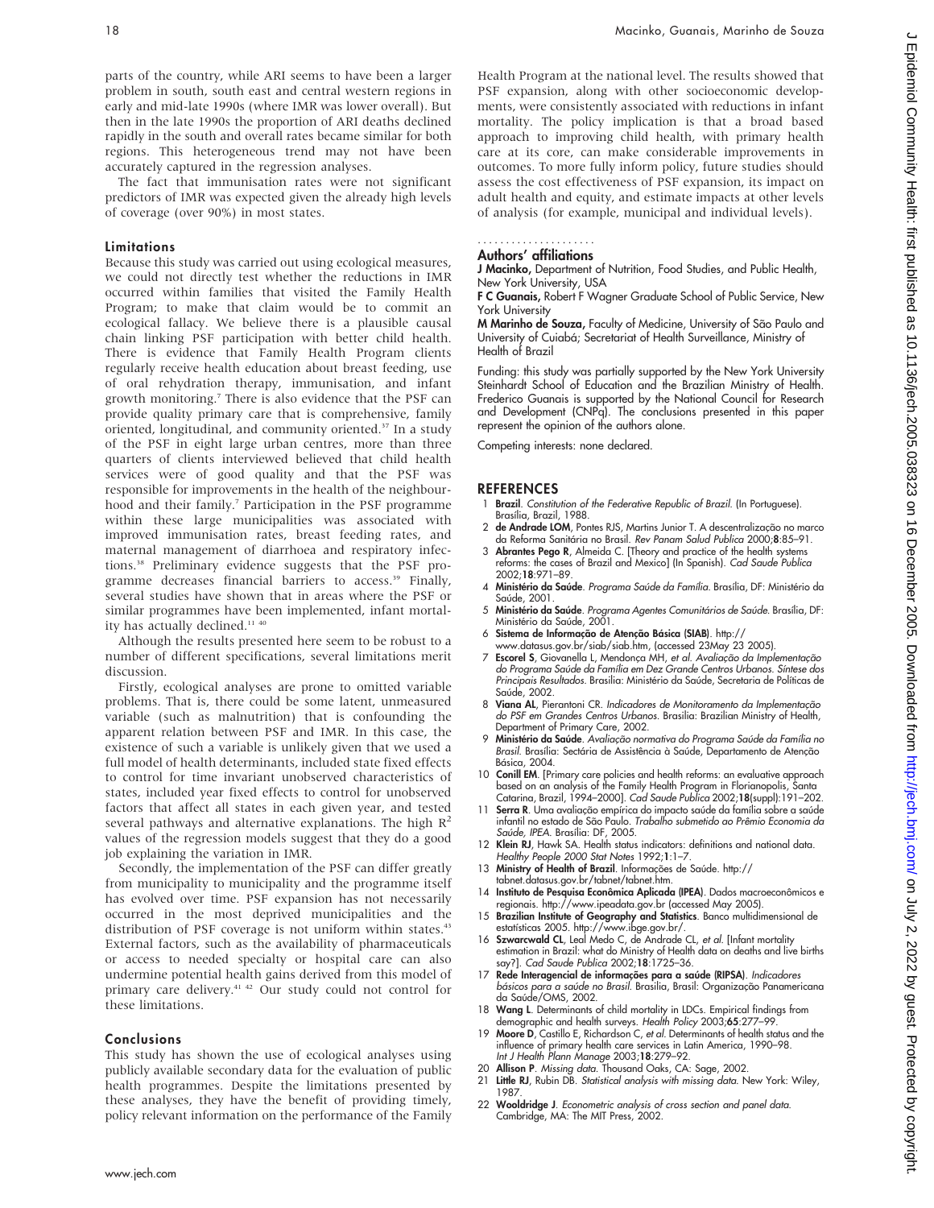parts of the country, while ARI seems to have been a larger problem in south, south east and central western regions in early and mid-late 1990s (where IMR was lower overall). But then in the late 1990s the proportion of ARI deaths declined rapidly in the south and overall rates became similar for both regions. This heterogeneous trend may not have been accurately captured in the regression analyses.

The fact that immunisation rates were not significant predictors of IMR was expected given the already high levels of coverage (over 90%) in most states.

### Limitations

Because this study was carried out using ecological measures, we could not directly test whether the reductions in IMR occurred within families that visited the Family Health Program; to make that claim would be to commit an ecological fallacy. We believe there is a plausible causal chain linking PSF participation with better child health. There is evidence that Family Health Program clients regularly receive health education about breast feeding, use of oral rehydration therapy, immunisation, and infant growth monitoring.[7] There is also evidence that the PSF can provide quality primary care that is comprehensive, family oriented, longitudinal, and community oriented.[37] In a study of the PSF in eight large urban centres, more than three quarters of clients interviewed believed that child health services were of good quality and that the PSF was responsible for improvements in the health of the neighbourhood and their family.[7] Participation in the PSF programme within these large municipalities was associated with improved immunisation rates, breast feeding rates, and maternal management of diarrhoea and respiratory infections.[38] Preliminary evidence suggests that the PSF programme decreases financial barriers to access.[39] Finally, several studies have shown that in areas where the PSF or similar programmes have been implemented, infant mortality has actually declined.[11 40]

Although the results presented here seem to be robust to a number of different specifications, several limitations merit discussion.

Firstly, ecological analyses are prone to omitted variable problems. That is, there could be some latent, unmeasured variable (such as malnutrition) that is confounding the apparent relation between PSF and IMR. In this case, the existence of such a variable is unlikely given that we used a full model of health determinants, included state fixed effects to control for time invariant unobserved characteristics of states, included year fixed effects to control for unobserved factors that affect all states in each given year, and tested several pathways and alternative explanations. The high $R^2$ values of the regression models suggest that they do a good job explaining the variation in IMR.

Secondly, the implementation of the PSF can differ greatly from municipality to municipality and the programme itself has evolved over time. PSF expansion has not necessarily occurred in the most deprived municipalities and the distribution of PSF coverage is not uniform within states.[43] External factors, such as the availability of pharmaceuticals or access to needed specialty or hospital care can also undermine potential health gains derived from this model of primary care delivery.[41 42] Our study could not control for these limitations.

### Conclusions

This study has shown the use of ecological analyses using publicly available secondary data for the evaluation of public health programmes. Despite the limitations presented by these analyses, they have the benefit of providing timely, policy relevant information on the performance of the Family Health Program at the national level. The results showed that PSF expansion, along with other socioeconomic developments, were consistently associated with reductions in infant mortality. The policy implication is that a broad based approach to improving child health, with primary health care at its core, can make considerable improvements in outcomes. To more fully inform policy, future studies should assess the cost effectiveness of PSF expansion, its impact on adult health and equity, and estimate impacts at other levels of analysis (for example, municipal and individual levels).

### Authors' affiliations

**J Macinko,** Department of Nutrition, Food Studies, and Public Health, New York University, USA

**F C Guanais,** Robert F Wagner Graduate School of Public Service, New York University

**M Marinho de Souza,** Faculty of Medicine, University of São Paulo and University of Cuiabá; Secretariat of Health Surveillance, Ministry of Health of Brazil

Funding: this study was partially supported by the New York University Steinhardt School of Education and the Brazilian Ministry of Health. Frederico Guanais is supported by the National Council for Research and Development (CNPq). The conclusions presented in this paper represent the opinion of the authors alone.

Competing interests: none declared.

## REFERENCES

1. **Brazil**. *Constitution of the Federative Republic of Brazil.* (In Portuguese). Brasília, Brazil, 1988.
2. **de Andrade LOM**, Pontes RJS, Martins Junior T. A descentralização no marco da Reforma Sanitária no Brasil. *Rev Panam Salud Publica* 2000;**8**:85–91.
3. **Abrantes Pego R**, Almeida C. [Theory and practice of the health systems reforms: the cases of Brazil and Mexico] (In Spanish). *Cad Saude Publica* 2002;**18**:971–89.
4. **Ministério da Saúde**. *Programa Saúde da Família*. Brasília, DF: Ministério da Saúde, 2001.
5. **Ministério da Saúde**. *Programa Agentes Comunitários de Saúde*. Brasília, DF: Ministério da Saúde, 2001.
6. **Sistema de Informação de Atenção Básica (SIAB)**. http://www.datasus.gov.br/siab/siab.htm, (accessed 23May 23 2005).
7. **Escorel S**, Giovanella L, Mendonça MH, *et al*. *Avaliação da Implementação do Programa Saúde da Família em Dez Grande Centros Urbanos. Síntese dos Principais Resultados*. Brasília: Ministério da Saúde, Secretaria de Políticas de Saúde, 2002.
8. **Viana AL**, Pierantoni CR. *Indicadores de Monitoramento da Implementação do PSF em Grandes Centros Urbanos*. Brasilia: Brazilian Ministry of Health, Department of Primary Care, 2002.
9. **Ministério da Saúde**. *Avaliação normativa do Programa Saúde da Família no Brasil*. Brasília: Sectária de Assistência à Saúde, Departamento de Atenção Básica, 2004.
10. **Conill EM**. [Primary care policies and health reforms: an evaluative approach based on an analysis of the Family Health Program in Florianopolis, Santa Catarina, Brazil, 1994–2000]. *Cad Saude Publica* 2002;**18**(suppl):191–202.
11. **Serra R**. Uma avaliação empírica do impacto saúde da família sobre a saúde infantil no estado de São Paulo. *Trabalho submetido ao Prêmio Economia da Saúde, IPEA*. Brasília: DF, 2005.
12. **Klein RJ**, Hawk SA. Health status indicators: definitions and national data. *Healthy People 2000 Stat Notes* 1992;**1**:1–7.
13. **Ministry of Health of Brazil**. Informações de Saúde. http://tabnet.datasus.gov.br/tabnet/tabnet.htm.
14. **Instituto de Pesquisa Econômica Aplicada (IPEA)**. Dados macroeconômicos e regionais. http://www.ipeadata.gov.br (accessed May 2005).
15. **Brazilian Institute of Geography and Statistics**. Banco multidimensional de estatísticas 2005. http://www.ibge.gov.br/.
16. **Szwarcwald CL**, Leal Medo C, de Andrade CL, *et al*. [Infant mortality estimation in Brazil: what do Ministry of Health data on deaths and live births say?]. *Cad Saude Publica* 2002;**18**:1725–36.
17. **Rede Interagencial de informações para a saúde (RIPSA)**. *Indicadores básicos para a saúde no Brasil*. Brasilia, Brasil: Organização Panamericana da Saúde/OMS, 2002.
18. **Wang L**. Determinants of child mortality in LDCs. Empirical findings from demographic and health surveys. *Health Policy* 2003;**65**:277–99.
19. **Moore D**, Castillo E, Richardson C, *et al*. Determinants of health status and the influence of primary health care services in Latin America, 1990–98. *Int J Health Plann Manage* 2003;**18**:279–92.
20. **Allison P**. *Missing data*. Thousand Oaks, CA: Sage, 2002.
21. **Little RJ**, Rubin DB. *Statistical analysis with missing data*. New York: Wiley, 1987.
22. **Wooldridge J**. *Econometric analysis of cross section and panel data*. Cambridge, MA: The MIT Press, 2002.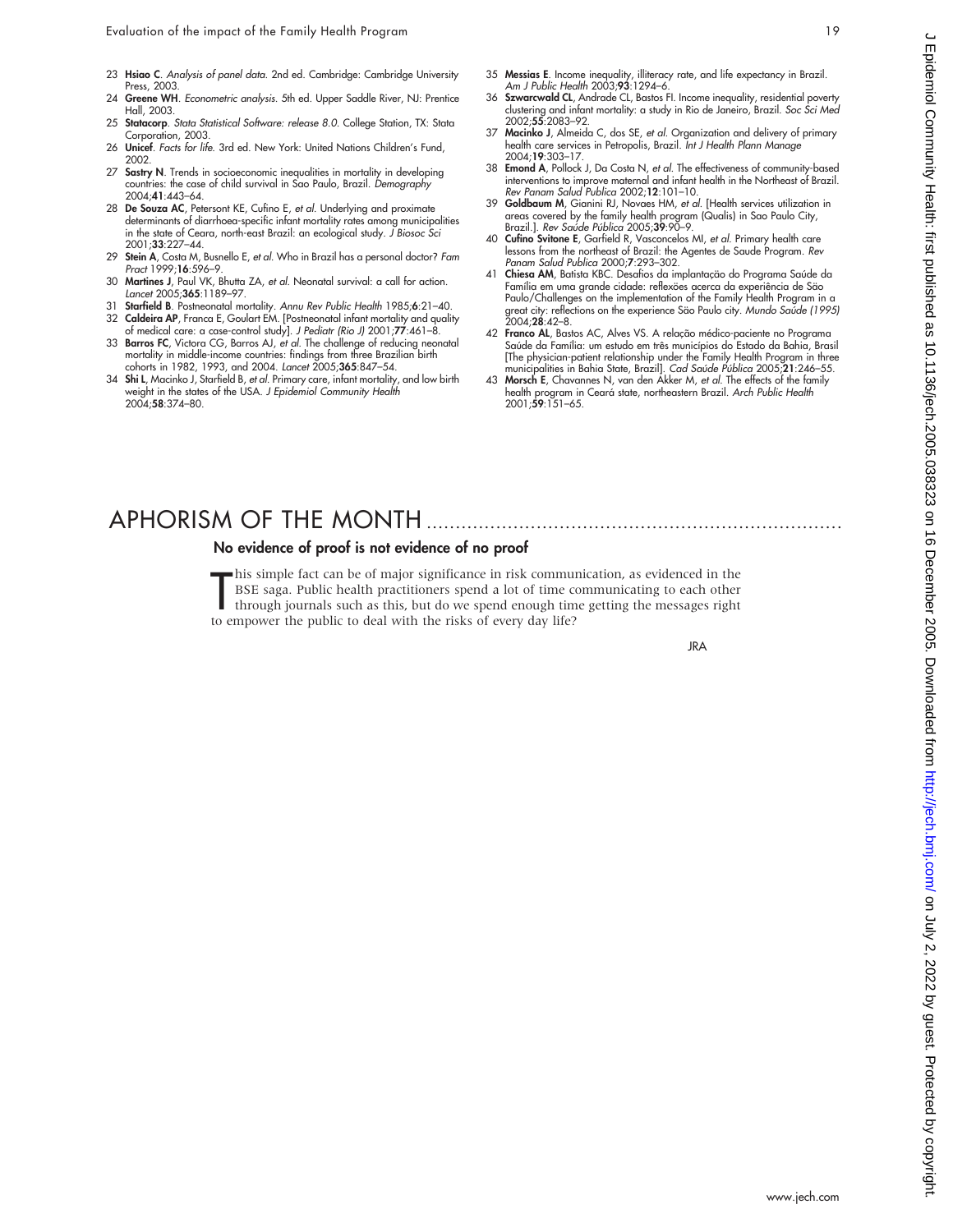23 **Hsiao C**. *Analysis of panel data*. 2nd ed. Cambridge: Cambridge University Press, 2003.
24 **Greene WH**. *Econometric analysis*. 5th ed. Upper Saddle River, NJ: Prentice Hall, 2003.
25 **Statacorp**. *Stata Statistical Software: release 8.0*. College Station, TX: Stata Corporation, 2003.
26 **Unicef**. *Facts for life*. 3rd ed. New York: United Nations Children's Fund, 2002.
27 **Sastry N**. Trends in socioeconomic inequalities in mortality in developing countries: the case of child survival in Sao Paulo, Brazil. *Demography* 2004;**41**:443–64.
28 **De Souza AC**, Petersont KE, Cufino E, *et al*. Underlying and proximate determinants of diarrhoea-specific infant mortality rates among municipalities in the state of Ceara, north-east Brazil: an ecological study. *J Biosoc Sci* 2001;**33**:227–44.
29 **Stein A**, Costa M, Busnello E, *et al*. Who in Brazil has a personal doctor? *Fam Pract* 1999;**16**:596–9.
30 **Martines J**, Paul VK, Bhutta ZA, *et al*. Neonatal survival: a call for action. *Lancet* 2005;**365**:1189–97.
31 **Starfield B**. Postneonatal mortality. *Annu Rev Public Health* 1985;**6**:21–40.
32 **Caldeira AP**, Franca E, Goulart EM. [Postneonatal infant mortality and quality of medical care: a case-control study]. *J Pediatr (Rio J)* 2001;**77**:461–8.
33 **Barros FC**, Victora CG, Barros AJ, *et al*. The challenge of reducing neonatal mortality in middle-income countries: findings from three Brazilian birth cohorts in 1982, 1993, and 2004. *Lancet* 2005;**365**:847–54.
34 **Shi L**, Macinko J, Starfield B, *et al*. Primary care, infant mortality, and low birth weight in the states of the USA. *J Epidemiol Community Health* 2004;**58**:374–80.
35 **Messias E**. Income inequality, illiteracy rate, and life expectancy in Brazil. *Am J Public Health* 2003;**93**:1294–6.
36 **Szwarcwald CL**, Andrade CL, Bastos FI. Income inequality, residential poverty clustering and infant mortality: a study in Rio de Janeiro, Brazil. *Soc Sci Med* 2002;**55**:2083–92.
37 **Macinko J**, Almeida C, dos SE, *et al*. Organization and delivery of primary health care services in Petropolis, Brazil. *Int J Health Plann Manage* 2004;**19**:303–17.
38 **Emond A**, Pollock J, Da Costa N, *et al*. The effectiveness of community-based interventions to improve maternal and infant health in the Northeast of Brazil. *Rev Panam Salud Publica* 2002;**12**:101–10.
39 **Goldbaum M**, Gianini RJ, Novaes HM, *et al*. [Health services utilization in areas covered by the family health program (Qualis) in Sao Paulo City, Brazil.]. *Rev Saúde Pública* 2005;**39**:90–9.
40 **Cufino Svitone E**, Garfield R, Vasconcelos MI, *et al*. Primary health care lessons from the northeast of Brazil: the Agentes de Saude Program. *Rev Panam Salud Publica* 2000;**7**:293–302.
41 **Chiesa AM**, Batista KBC. Desafios da implantação do Programa Saúde da Família em uma grande cidade: reflexöes acerca da experiência de São Paulo/Challenges on the implementation of the Family Health Program in a great city: reflections on the experience São Paulo city. *Mundo Saúde (1995)* 2004;**28**:42–8.
42 **Franco AL**, Bastos AC, Alves VS. A relação médico-paciente no Programa Saúde da Família: um estudo em três municípios do Estado da Bahia, Brasil [The physician-patient relationship under the Family Health Program in three municipalities in Bahia State, Brazil]. *Cad Saúde Pública* 2005;**21**:246–55.
43 **Morsch E**, Chavannes N, van den Akker M, *et al*. The effects of the family health program in Ceará state, northeastern Brazil. *Arch Public Health* 2001;**59**:151–65.

# APHORISM OF THE MONTH

## No evidence of proof is not evidence of no proof

This simple fact can be of major significance in risk communication, as evidenced in the BSE saga. Public health practitioners spend a lot of time communicating to each other through journals such as this, but do we spend enough time getting the messages right to empower the public to deal with the risks of every day life?

JRA